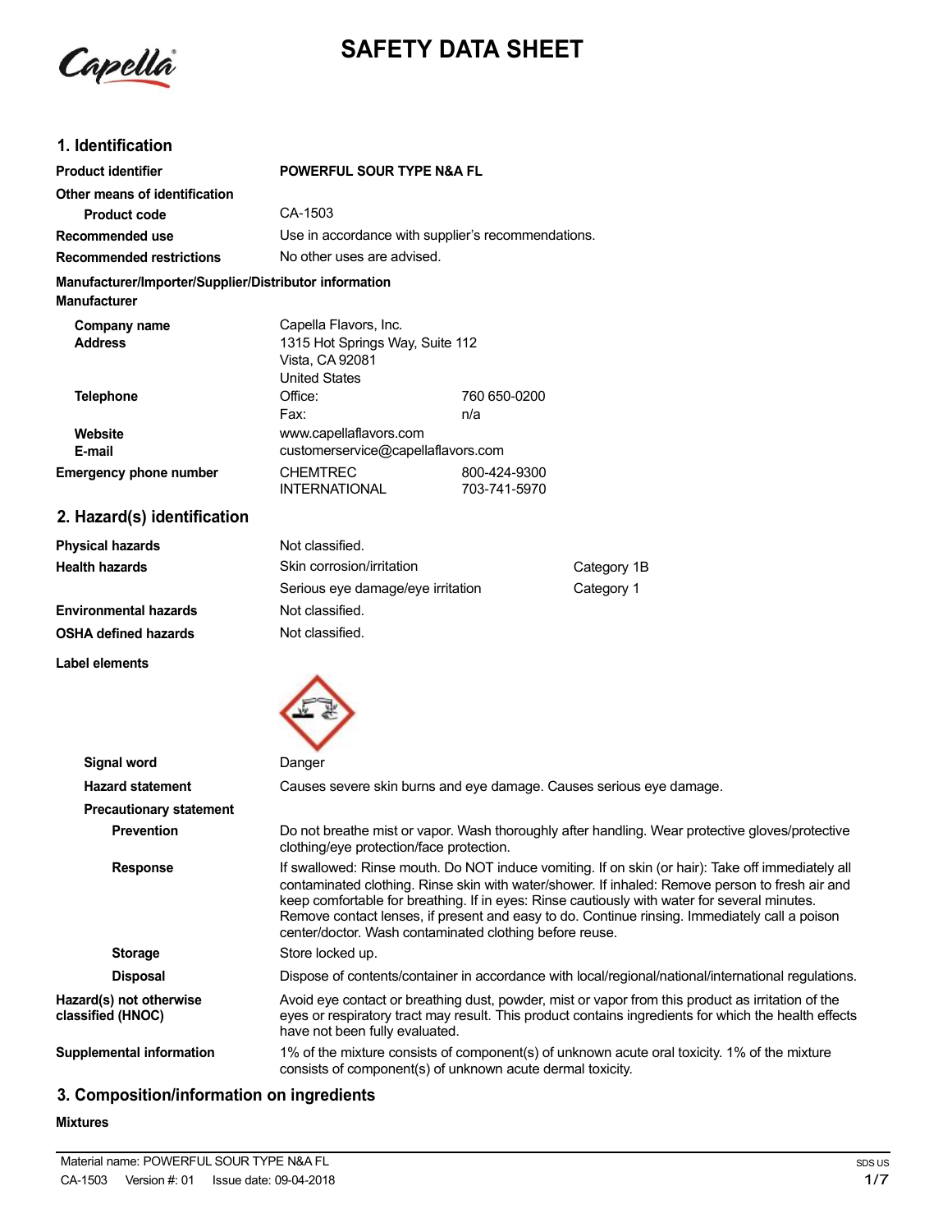# SAFETY DATA SHEET

## 1. Identification

| | | |
|---|---|---|
| **Product identifier** | **POWERFUL SOUR TYPE N&A FL** | |
| **Other means of identification** | | |
| **Product code** | CA-1503 | |
| **Recommended use** | Use in accordance with supplier's recommendations. | |
| **Recommended restrictions** | No other uses are advised. | |

**Manufacturer/Importer/Supplier/Distributor information**

**Manufacturer**

| | | |
|---|---|---|
| **Company name** | Capella Flavors, Inc. | |
| **Address** | 1315 Hot Springs Way, Suite 112<br>Vista, CA 92081<br>United States | |
| **Telephone** | Office: | 760 650-0200 |
| | Fax: | n/a |
| **Website** | www.capellaflavors.com | |
| **E-mail** | customerservice@capellaflavors.com | |
| **Emergency phone number** | CHEMTREC | 800-424-9300 |
| | INTERNATIONAL | 703-741-5970 |

## 2. Hazard(s) identification

| | | |
|---|---|---|
| **Physical hazards** | Not classified. | |
| **Health hazards** | Skin corrosion/irritation | Category 1B |
| | Serious eye damage/eye irritation | Category 1 |
| **Environmental hazards** | Not classified. | |
| **OSHA defined hazards** | Not classified. | |

**Label elements**

**Signal word** Danger

**Hazard statement** Causes severe skin burns and eye damage. Causes serious eye damage.

**Precautionary statement**

**Prevention** Do not breathe mist or vapor. Wash thoroughly after handling. Wear protective gloves/protective clothing/eye protection/face protection.

**Response** If swallowed: Rinse mouth. Do NOT induce vomiting. If on skin (or hair): Take off immediately all contaminated clothing. Rinse skin with water/shower. If inhaled: Remove person to fresh air and keep comfortable for breathing. If in eyes: Rinse cautiously with water for several minutes. Remove contact lenses, if present and easy to do. Continue rinsing. Immediately call a poison center/doctor. Wash contaminated clothing before reuse.

**Storage** Store locked up.

**Disposal** Dispose of contents/container in accordance with local/regional/national/international regulations.

**Hazard(s) not otherwise classified (HNOC)** Avoid eye contact or breathing dust, powder, mist or vapor from this product as irritation of the eyes or respiratory tract may result. This product contains ingredients for which the health effects have not been fully evaluated.

**Supplemental information** 1% of the mixture consists of component(s) of unknown acute oral toxicity. 1% of the mixture consists of component(s) of unknown acute dermal toxicity.

## 3. Composition/information on ingredients

**Mixtures**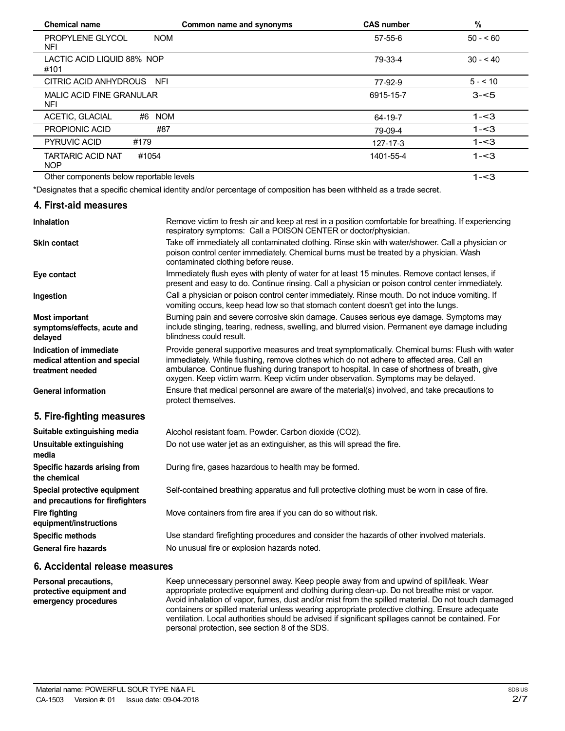| Chemical name | Common name and synonyms | CAS number | % |
| --- | --- | --- | --- |
| PROPYLENE GLYCOL NOM NFI | | 57-55-6 | 50 - < 60 |
| LACTIC ACID LIQUID 88% NOP #101 | | 79-33-4 | 30 - < 40 |
| CITRIC ACID ANHYDROUS NFI | | 77-92-9 | 5 - < 10 |
| MALIC ACID FINE GRANULAR NFI | | 6915-15-7 | 3-<5 |
| ACETIC, GLACIAL #6 NOM | | 64-19-7 | 1-<3 |
| PROPIONIC ACID #87 | | 79-09-4 | 1-<3 |
| PYRUVIC ACID #179 | | 127-17-3 | 1-<3 |
| TARTARIC ACID NAT #1054 NOP | | 1401-55-4 | 1-<3 |
| Other components below reportable levels | | | 1-<3 |

*Designates that a specific chemical identity and/or percentage of composition has been withheld as a trade secret.

## 4. First-aid measures

**Inhalation** Remove victim to fresh air and keep at rest in a position comfortable for breathing. If experiencing respiratory symptoms: Call a POISON CENTER or doctor/physician.

**Skin contact** Take off immediately all contaminated clothing. Rinse skin with water/shower. Call a physician or poison control center immediately. Chemical burns must be treated by a physician. Wash contaminated clothing before reuse.

**Eye contact** Immediately flush eyes with plenty of water for at least 15 minutes. Remove contact lenses, if present and easy to do. Continue rinsing. Call a physician or poison control center immediately.

**Ingestion** Call a physician or poison control center immediately. Rinse mouth. Do not induce vomiting. If vomiting occurs, keep head low so that stomach content doesn't get into the lungs.

**Most important symptoms/effects, acute and delayed** Burning pain and severe corrosive skin damage. Causes serious eye damage. Symptoms may include stinging, tearing, redness, swelling, and blurred vision. Permanent eye damage including blindness could result.

**Indication of immediate medical attention and special treatment needed** Provide general supportive measures and treat symptomatically. Chemical burns: Flush with water immediately. While flushing, remove clothes which do not adhere to affected area. Call an ambulance. Continue flushing during transport to hospital. In case of shortness of breath, give oxygen. Keep victim warm. Keep victim under observation. Symptoms may be delayed.

**General information** Ensure that medical personnel are aware of the material(s) involved, and take precautions to protect themselves.

## 5. Fire-fighting measures

**Suitable extinguishing media** Alcohol resistant foam. Powder. Carbon dioxide ($CO_2$).

**Unsuitable extinguishing media** Do not use water jet as an extinguisher, as this will spread the fire.

**Specific hazards arising from the chemical** During fire, gases hazardous to health may be formed.

**Special protective equipment and precautions for firefighters** Self-contained breathing apparatus and full protective clothing must be worn in case of fire.

**Fire fighting equipment/instructions** Move containers from fire area if you can do so without risk.

**Specific methods** Use standard firefighting procedures and consider the hazards of other involved materials.

**General fire hazards** No unusual fire or explosion hazards noted.

## 6. Accidental release measures

**Personal precautions, protective equipment and emergency procedures** Keep unnecessary personnel away. Keep people away from and upwind of spill/leak. Wear appropriate protective equipment and clothing during clean-up. Do not breathe mist or vapor. Avoid inhalation of vapor, fumes, dust and/or mist from the spilled material. Do not touch damaged containers or spilled material unless wearing appropriate protective clothing. Ensure adequate ventilation. Local authorities should be advised if significant spillages cannot be contained. For personal protection, see section 8 of the SDS.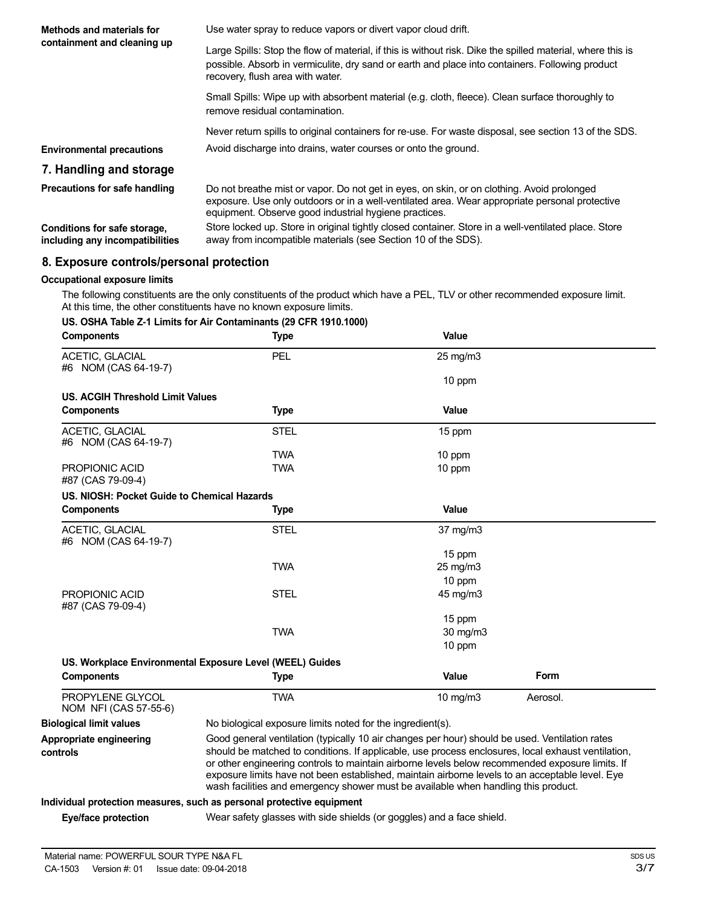**Methods and materials for containment and cleaning up**

Use water spray to reduce vapors or divert vapor cloud drift.

Large Spills: Stop the flow of material, if this is without risk. Dike the spilled material, where this is possible. Absorb in vermiculite, dry sand or earth and place into containers. Following product recovery, flush area with water.

Small Spills: Wipe up with absorbent material (e.g. cloth, fleece). Clean surface thoroughly to remove residual contamination.

Never return spills to original containers for re-use. For waste disposal, see section 13 of the SDS.

**Environmental precautions**

Avoid discharge into drains, water courses or onto the ground.

## 7. Handling and storage

**Precautions for safe handling**

Do not breathe mist or vapor. Do not get in eyes, on skin, or on clothing. Avoid prolonged exposure. Use only outdoors or in a well-ventilated area. Wear appropriate personal protective equipment. Observe good industrial hygiene practices.

**Conditions for safe storage, including any incompatibilities**

Store locked up. Store in original tightly closed container. Store in a well-ventilated place. Store away from incompatible materials (see Section 10 of the SDS).

## 8. Exposure controls/personal protection

**Occupational exposure limits**

The following constituents are the only constituents of the product which have a PEL, TLV or other recommended exposure limit. At this time, the other constituents have no known exposure limits.

**US. OSHA Table Z-1 Limits for Air Contaminants (29 CFR 1910.1000)**

| Components | Type | Value |
|---|---|---|
| ACETIC, GLACIAL #6 NOM (CAS 64-19-7) | PEL | 25 mg/m3 |
| | | 10 ppm |

**US. ACGIH Threshold Limit Values**

| Components | Type | Value |
|---|---|---|
| ACETIC, GLACIAL #6 NOM (CAS 64-19-7) | STEL | 15 ppm |
| | TWA | 10 ppm |
| PROPIONIC ACID #87 (CAS 79-09-4) | TWA | 10 ppm |

**US. NIOSH: Pocket Guide to Chemical Hazards**

| Components | Type | Value |
|---|---|---|
| ACETIC, GLACIAL #6 NOM (CAS 64-19-7) | STEL | 37 mg/m3 |
| | | 15 ppm |
| | TWA | 25 mg/m3 |
| | | 10 ppm |
| PROPIONIC ACID #87 (CAS 79-09-4) | STEL | 45 mg/m3 |
| | | 15 ppm |
| | TWA | 30 mg/m3 |
| | | 10 ppm |

**US. Workplace Environmental Exposure Level (WEEL) Guides**

| Components | Type | Value | Form |
|---|---|---|---|
| PROPYLENE GLYCOL NOM NFI (CAS 57-55-6) | TWA | 10 mg/m3 | Aerosol. |

**Biological limit values**

No biological exposure limits noted for the ingredient(s).

**Appropriate engineering controls**

Good general ventilation (typically 10 air changes per hour) should be used. Ventilation rates should be matched to conditions. If applicable, use process enclosures, local exhaust ventilation, or other engineering controls to maintain airborne levels below recommended exposure limits. If exposure limits have not been established, maintain airborne levels to an acceptable level. Eye wash facilities and emergency shower must be available when handling this product.

**Individual protection measures, such as personal protective equipment**

**Eye/face protection**

Wear safety glasses with side shields (or goggles) and a face shield.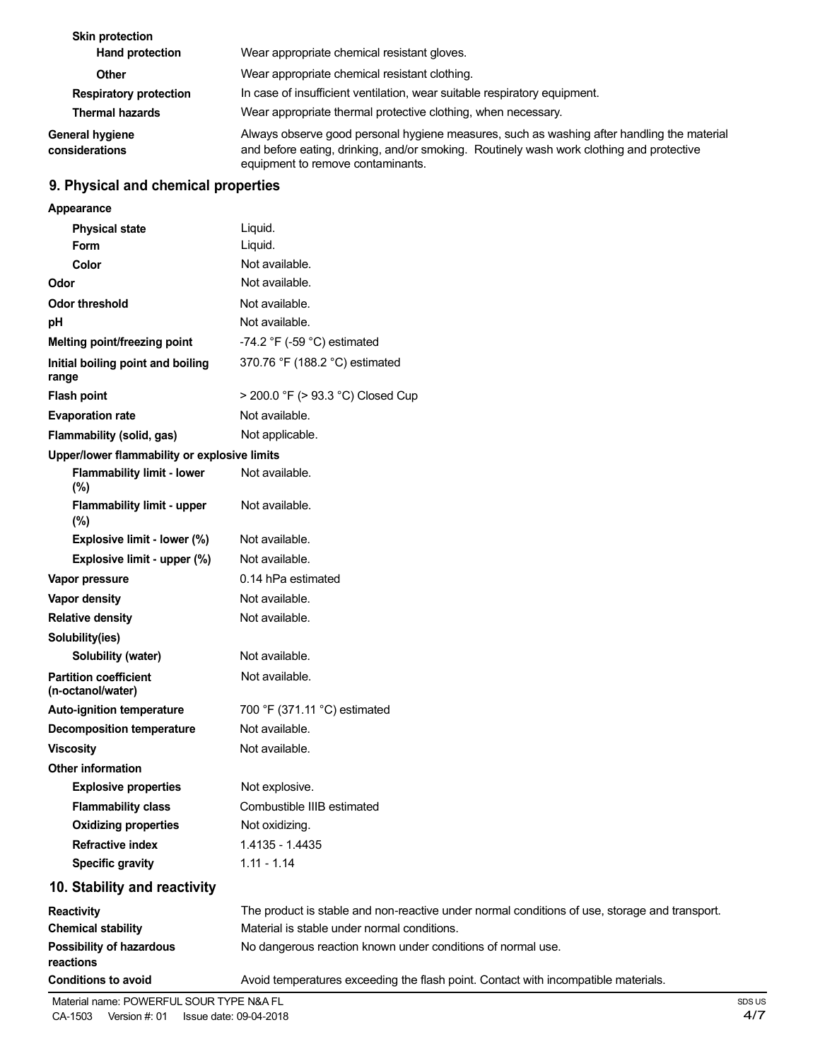| | |
|---|---|
| **Skin protection** | |
| **Hand protection** | Wear appropriate chemical resistant gloves. |
| **Other** | Wear appropriate chemical resistant clothing. |
| **Respiratory protection** | In case of insufficient ventilation, wear suitable respiratory equipment. |
| **Thermal hazards** | Wear appropriate thermal protective clothing, when necessary. |
| **General hygiene considerations** | Always observe good personal hygiene measures, such as washing after handling the material and before eating, drinking, and/or smoking. Routinely wash work clothing and protective equipment to remove contaminants. |

## 9. Physical and chemical properties

| | |
|---|---|
| **Appearance** | |
| **Physical state** | Liquid. |
| **Form** | Liquid. |
| **Color** | Not available. |
| **Odor** | Not available. |
| **Odor threshold** | Not available. |
| **pH** | Not available. |
| **Melting point/freezing point** | -74.2 °F (-59 °C) estimated |
| **Initial boiling point and boiling range** | 370.76 °F (188.2 °C) estimated |
| **Flash point** | > 200.0 °F (> 93.3 °C) Closed Cup |
| **Evaporation rate** | Not available. |
| **Flammability (solid, gas)** | Not applicable. |
| **Upper/lower flammability or explosive limits** | |
| **Flammability limit - lower (%)** | Not available. |
| **Flammability limit - upper (%)** | Not available. |
| **Explosive limit - lower (%)** | Not available. |
| **Explosive limit - upper (%)** | Not available. |
| **Vapor pressure** | 0.14 hPa estimated |
| **Vapor density** | Not available. |
| **Relative density** | Not available. |
| **Solubility(ies)** | |
| **Solubility (water)** | Not available. |
| **Partition coefficient (n-octanol/water)** | Not available. |
| **Auto-ignition temperature** | 700 °F (371.11 °C) estimated |
| **Decomposition temperature** | Not available. |
| **Viscosity** | Not available. |
| **Other information** | |
| **Explosive properties** | Not explosive. |
| **Flammability class** | Combustible IIIB estimated |
| **Oxidizing properties** | Not oxidizing. |
| **Refractive index** | 1.4135 - 1.4435 |
| **Specific gravity** | 1.11 - 1.14 |

## 10. Stability and reactivity

| | |
|---|---|
| **Reactivity** | The product is stable and non-reactive under normal conditions of use, storage and transport. |
| **Chemical stability** | Material is stable under normal conditions. |
| **Possibility of hazardous reactions** | No dangerous reaction known under conditions of normal use. |
| **Conditions to avoid** | Avoid temperatures exceeding the flash point. Contact with incompatible materials. |

Material name: POWERFUL SOUR TYPE N&A FL
CA-1503 Version #: 01 Issue date: 09-04-2018
SDS US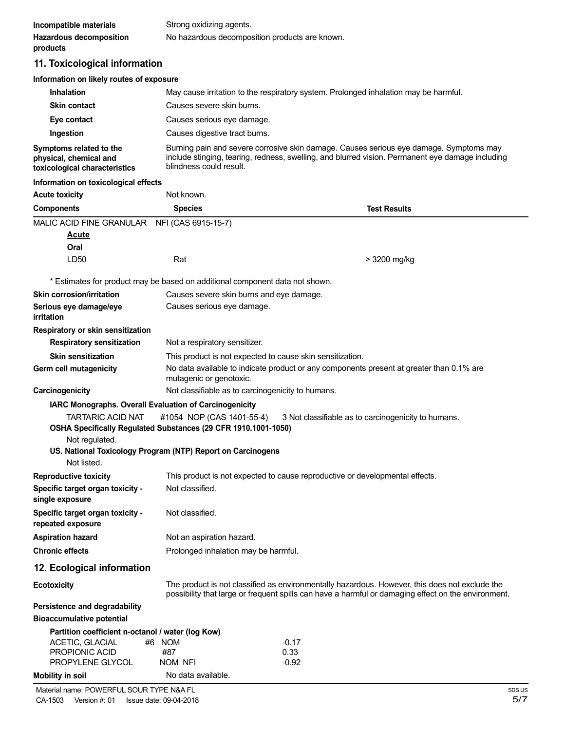**Incompatible materials** Strong oxidizing agents.

**Hazardous decomposition products** No hazardous decomposition products are known.

## 11. Toxicological information

**Information on likely routes of exposure**

**Inhalation** May cause irritation to the respiratory system. Prolonged inhalation may be harmful.

**Skin contact** Causes severe skin burns.

**Eye contact** Causes serious eye damage.

**Ingestion** Causes digestive tract burns.

**Symptoms related to the physical, chemical and toxicological characteristics** Burning pain and severe corrosive skin damage. Causes serious eye damage. Symptoms may include stinging, tearing, redness, swelling, and blurred vision. Permanent eye damage including blindness could result.

**Information on toxicological effects**

**Acute toxicity** Not known.

| Components | Species | Test Results |
|---|---|---|
| MALIC ACID FINE GRANULAR NFI (CAS 6915-15-7) | | |
| **Acute** | | |
| **Oral** | | |
| LD50 | Rat | > 3200 mg/kg |

\* Estimates for product may be based on additional component data not shown.

**Skin corrosion/irritation** Causes severe skin burns and eye damage.

**Serious eye damage/eye irritation** Causes serious eye damage.

**Respiratory or skin sensitization**

**Respiratory sensitization** Not a respiratory sensitizer.

**Skin sensitization** This product is not expected to cause skin sensitization.

**Germ cell mutagenicity** No data available to indicate product or any components present at greater than 0.1% are mutagenic or genotoxic.

**Carcinogenicity** Not classifiable as to carcinogenicity to humans.

**IARC Monographs. Overall Evaluation of Carcinogenicity**

TARTARIC ACID NAT #1054 NOP (CAS 1401-55-4) 3 Not classifiable as to carcinogenicity to humans.

**OSHA Specifically Regulated Substances (29 CFR 1910.1001-1050)**

Not regulated.

**US. National Toxicology Program (NTP) Report on Carcinogens**

Not listed.

**Reproductive toxicity** This product is not expected to cause reproductive or developmental effects.

**Specific target organ toxicity - single exposure** Not classified.

**Specific target organ toxicity - repeated exposure** Not classified.

**Aspiration hazard** Not an aspiration hazard.

**Chronic effects** Prolonged inhalation may be harmful.

## 12. Ecological information

**Ecotoxicity** The product is not classified as environmentally hazardous. However, this does not exclude the possibility that large or frequent spills can have a harmful or damaging effect on the environment.

**Persistence and degradability**

**Bioaccumulative potential**

**Partition coefficient n-octanol / water (log Kow)**

| | |
|---|---|
| ACETIC, GLACIAL #6 NOM | -0.17 |
| PROPIONIC ACID #87 | 0.33 |
| PROPYLENE GLYCOL NOM NFI | -0.92 |

**Mobility in soil** No data available.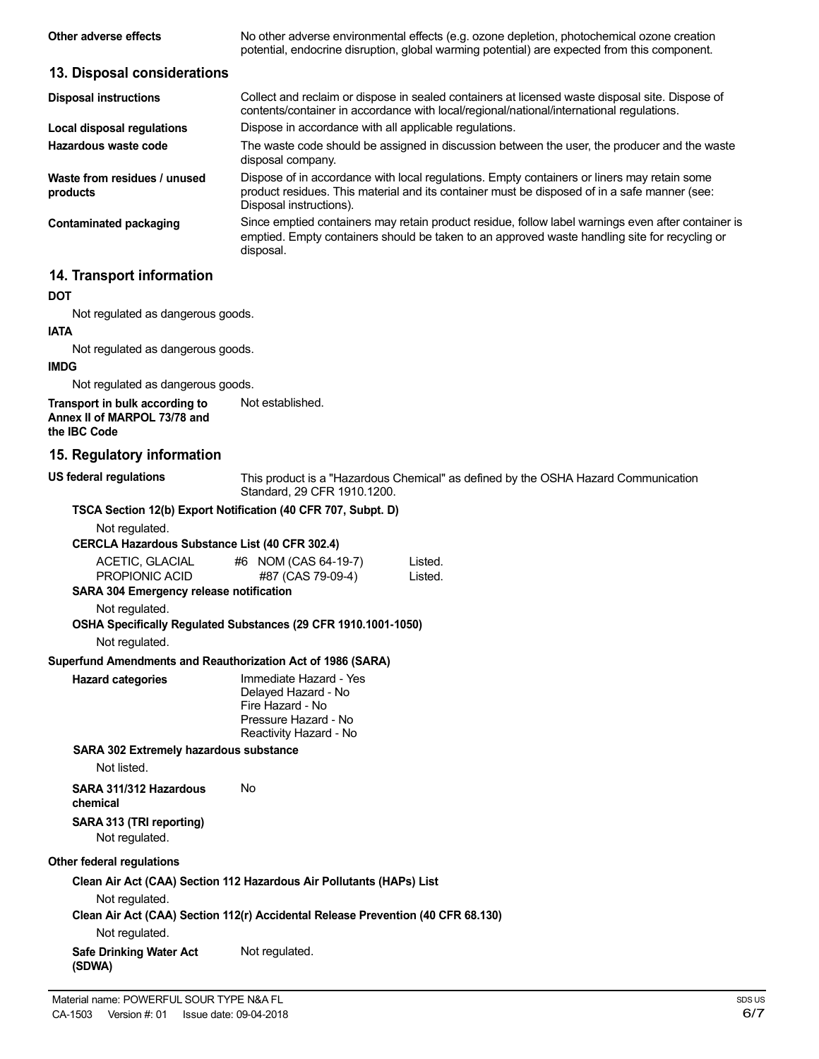**Other adverse effects** No other adverse environmental effects (e.g. ozone depletion, photochemical ozone creation potential, endocrine disruption, global warming potential) are expected from this component.

## 13. Disposal considerations

**Disposal instructions** Collect and reclaim or dispose in sealed containers at licensed waste disposal site. Dispose of contents/container in accordance with local/regional/national/international regulations.

**Local disposal regulations** Dispose in accordance with all applicable regulations.

**Hazardous waste code** The waste code should be assigned in discussion between the user, the producer and the waste disposal company.

**Waste from residues / unused products** Dispose of in accordance with local regulations. Empty containers or liners may retain some product residues. This material and its container must be disposed of in a safe manner (see: Disposal instructions).

**Contaminated packaging** Since emptied containers may retain product residue, follow label warnings even after container is emptied. Empty containers should be taken to an approved waste handling site for recycling or disposal.

## 14. Transport information

**DOT**

Not regulated as dangerous goods.

**IATA**

Not regulated as dangerous goods.

**IMDG**

Not regulated as dangerous goods.

**Transport in bulk according to Annex II of MARPOL 73/78 and the IBC Code** Not established.

## 15. Regulatory information

**US federal regulations** This product is a "Hazardous Chemical" as defined by the OSHA Hazard Communication Standard, 29 CFR 1910.1200.

**TSCA Section 12(b) Export Notification (40 CFR 707, Subpt. D)**

Not regulated.

**CERCLA Hazardous Substance List (40 CFR 302.4)**

| | | |
|---|---|---|
| ACETIC, GLACIAL | #6 NOM (CAS 64-19-7) | Listed. |
| PROPIONIC ACID | #87 (CAS 79-09-4) | Listed. |

**SARA 304 Emergency release notification**

Not regulated.

**OSHA Specifically Regulated Substances (29 CFR 1910.1001-1050)**

Not regulated.

**Superfund Amendments and Reauthorization Act of 1986 (SARA)**

**Hazard categories**
Immediate Hazard - Yes
Delayed Hazard - No
Fire Hazard - No
Pressure Hazard - No
Reactivity Hazard - No

**SARA 302 Extremely hazardous substance**

Not listed.

**SARA 311/312 Hazardous chemical** No

**SARA 313 (TRI reporting)**

Not regulated.

**Other federal regulations**

**Clean Air Act (CAA) Section 112 Hazardous Air Pollutants (HAPs) List**

Not regulated.

**Clean Air Act (CAA) Section 112(r) Accidental Release Prevention (40 CFR 68.130)**

Not regulated.

**Safe Drinking Water Act (SDWA)** Not regulated.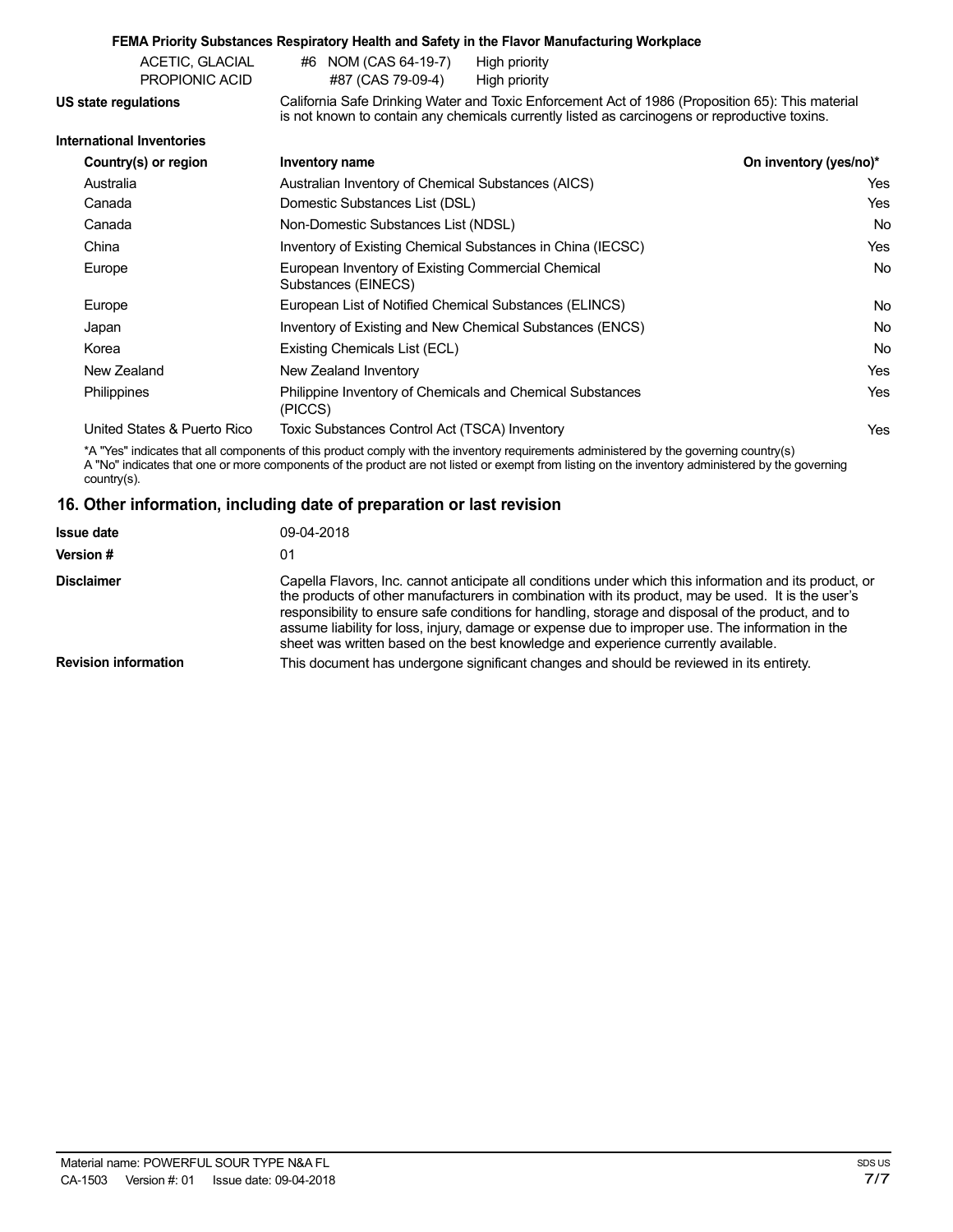**FEMA Priority Substances Respiratory Health and Safety in the Flavor Manufacturing Workplace**

| | | |
|---|---|---|
| ACETIC, GLACIAL | #6 NOM (CAS 64-19-7) | High priority |
| PROPIONIC ACID | #87 (CAS 79-09-4) | High priority |

**US state regulations**

California Safe Drinking Water and Toxic Enforcement Act of 1986 (Proposition 65): This material is not known to contain any chemicals currently listed as carcinogens or reproductive toxins.

**International Inventories**

| Country(s) or region | Inventory name | On inventory (yes/no)* |
|---|---|---|
| Australia | Australian Inventory of Chemical Substances (AICS) | Yes |
| Canada | Domestic Substances List (DSL) | Yes |
| Canada | Non-Domestic Substances List (NDSL) | No |
| China | Inventory of Existing Chemical Substances in China (IECSC) | Yes |
| Europe | European Inventory of Existing Commercial Chemical Substances (EINECS) | No |
| Europe | European List of Notified Chemical Substances (ELINCS) | No |
| Japan | Inventory of Existing and New Chemical Substances (ENCS) | No |
| Korea | Existing Chemicals List (ECL) | No |
| New Zealand | New Zealand Inventory | Yes |
| Philippines | Philippine Inventory of Chemicals and Chemical Substances (PICCS) | Yes |
| United States & Puerto Rico | Toxic Substances Control Act (TSCA) Inventory | Yes |

*A "Yes" indicates that all components of this product comply with the inventory requirements administered by the governing country(s)
A "No" indicates that one or more components of the product are not listed or exempt from listing on the inventory administered by the governing country(s).

## 16. Other information, including date of preparation or last revision

**Issue date**
09-04-2018

**Version #**
01

**Disclaimer**
Capella Flavors, Inc. cannot anticipate all conditions under which this information and its product, or the products of other manufacturers in combination with its product, may be used. It is the user's responsibility to ensure safe conditions for handling, storage and disposal of the product, and to assume liability for loss, injury, damage or expense due to improper use. The information in the sheet was written based on the best knowledge and experience currently available.

**Revision information**
This document has undergone significant changes and should be reviewed in its entirety.